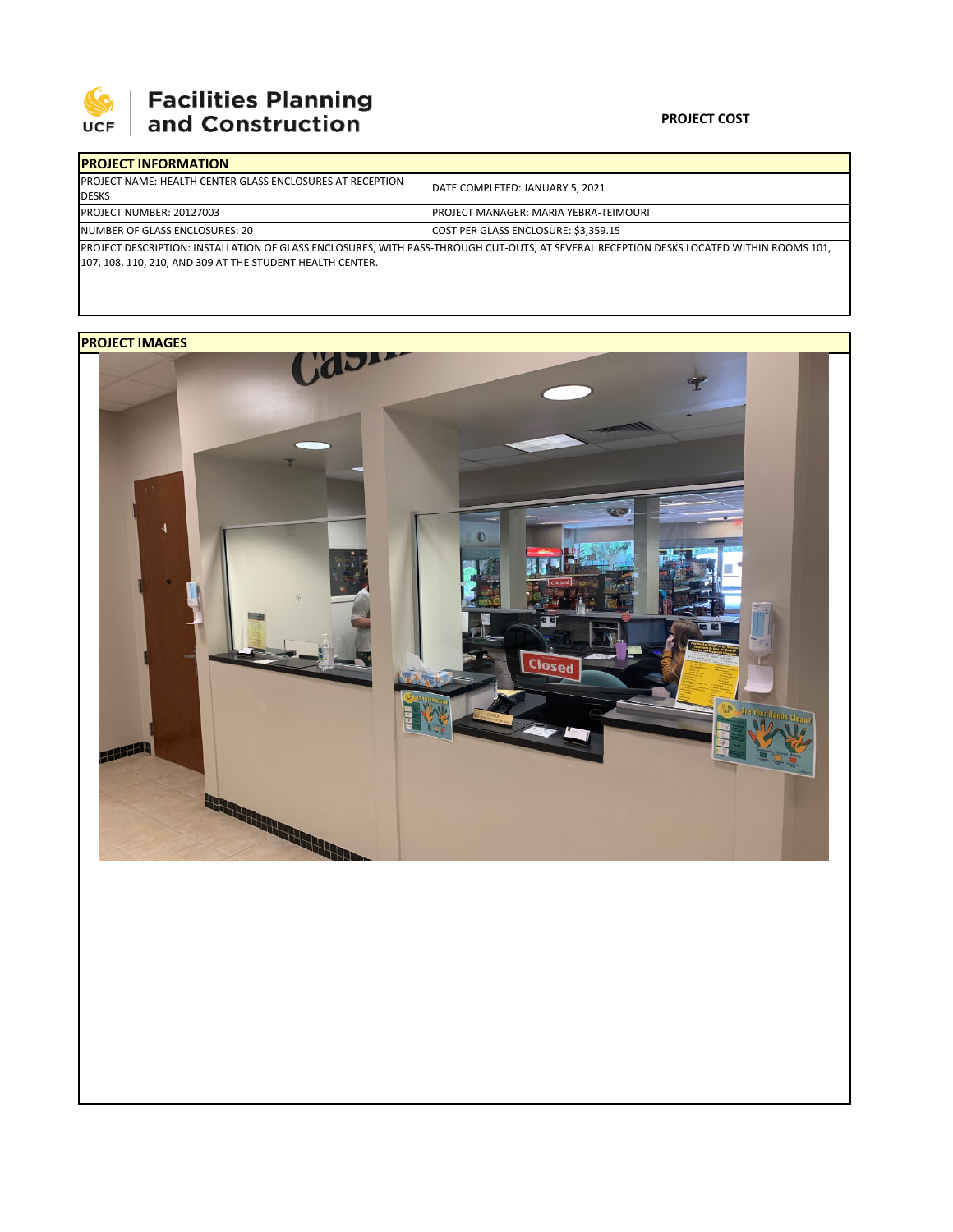**Facilities Planning and Construction**

UCF

**PROJECT COST**

## PROJECT INFORMATION

| | |
|---|---|
| PROJECT NAME: HEALTH CENTER GLASS ENCLOSURES AT RECEPTION DESKS | DATE COMPLETED: JANUARY 5, 2021 |
| PROJECT NUMBER: 20127003 | PROJECT MANAGER: MARIA YEBRA-TEIMOURI |
| NUMBER OF GLASS ENCLOSURES: 20 | COST PER GLASS ENCLOSURE: $3,359.15 |

PROJECT DESCRIPTION: INSTALLATION OF GLASS ENCLOSURES, WITH PASS-THROUGH CUT-OUTS, AT SEVERAL RECEPTION DESKS LOCATED WITHIN ROOMS 101, 107, 108, 110, 210, AND 309 AT THE STUDENT HEALTH CENTER.

## PROJECT IMAGES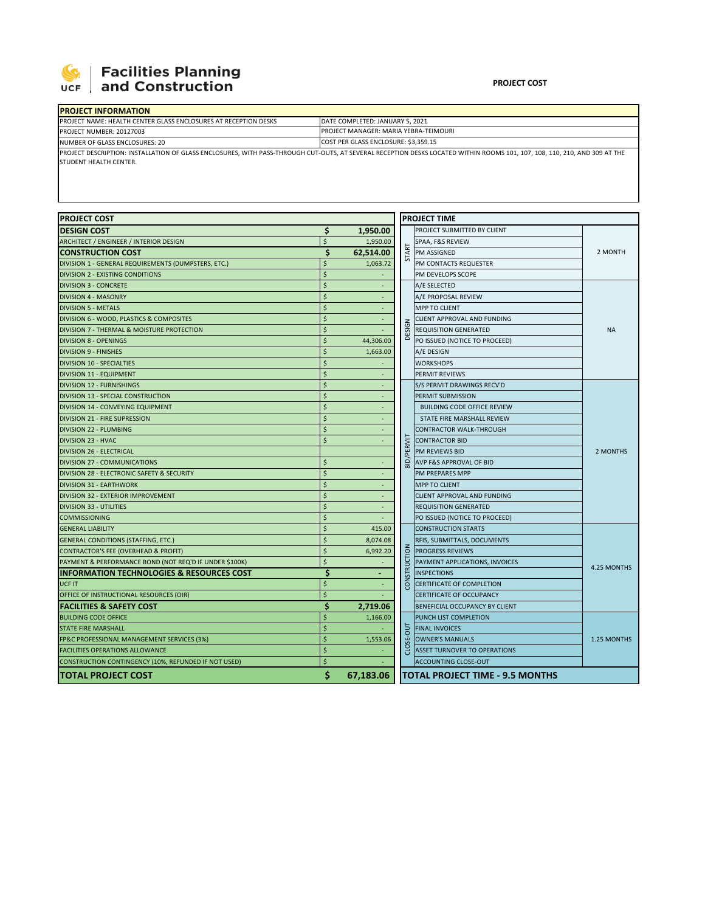**Facilities Planning and Construction**

**PROJECT COST**

| PROJECT INFORMATION | |
|---|---|
| PROJECT NAME: HEALTH CENTER GLASS ENCLOSURES AT RECEPTION DESKS | DATE COMPLETED: JANUARY 5, 2021 |
| PROJECT NUMBER: 20127003 | PROJECT MANAGER: MARIA YEBRA-TEIMOURI |
| NUMBER OF GLASS ENCLOSURES: 20 | COST PER GLASS ENCLOSURE: $3,359.15 |

PROJECT DESCRIPTION: INSTALLATION OF GLASS ENCLOSURES, WITH PASS-THROUGH CUT-OUTS, AT SEVERAL RECEPTION DESKS LOCATED WITHIN ROOMS 101, 107, 108, 110, 210, AND 309 AT THE STUDENT HEALTH CENTER.

| PROJECT COST | | |
|---|---|---|
| **DESIGN COST** | **$** | **1,950.00** |
| ARCHITECT / ENGINEER / INTERIOR DESIGN | $ | 1,950.00 |
| **CONSTRUCTION COST** | **$** | **62,514.00** |
| DIVISION 1 - GENERAL REQUIREMENTS (DUMPSTERS, ETC.) | $ | 1,063.72 |
| DIVISION 2 - EXISTING CONDITIONS | $ | - |
| DIVISION 3 - CONCRETE | $ | - |
| DIVISION 4 - MASONRY | $ | - |
| DIVISION 5 - METALS | $ | - |
| DIVISION 6 - WOOD, PLASTICS & COMPOSITES | $ | - |
| DIVISION 7 - THERMAL & MOISTURE PROTECTION | $ | - |
| DIVISION 8 - OPENINGS | $ | 44,306.00 |
| DIVISION 9 - FINISHES | $ | 1,663.00 |
| DIVISION 10 - SPECIALTIES | $ | - |
| DIVISION 11 - EQUIPMENT | $ | - |
| DIVISION 12 - FURNISHINGS | $ | - |
| DIVISION 13 - SPECIAL CONSTRUCTION | $ | - |
| DIVISION 14 - CONVEYING EQUIPMENT | $ | - |
| DIVISION 21 - FIRE SUPRESSION | $ | - |
| DIVISION 22 - PLUMBING | $ | - |
| DIVISION 23 - HVAC | $ | - |
| DIVISION 26 - ELECTRICAL | | |
| DIVISION 27 - COMMUNICATIONS | $ | - |
| DIVISION 28 - ELECTRONIC SAFETY & SECURITY | $ | - |
| DIVISION 31 - EARTHWORK | $ | - |
| DIVISION 32 - EXTERIOR IMPROVEMENT | $ | - |
| DIVISION 33 - UTILITIES | $ | - |
| COMMISSIONING | $ | - |
| GENERAL LIABILITY | $ | 415.00 |
| GENERAL CONDITIONS (STAFFING, ETC.) | $ | 8,074.08 |
| CONTRACTOR'S FEE (OVERHEAD & PROFIT) | $ | 6,992.20 |
| PAYMENT & PERFORMANCE BOND (NOT REQ'D IF UNDER $100K) | $ | - |
| **INFORMATION TECHNOLOGIES & RESOURCES COST** | **$** | **-** |
| UCF IT | $ | - |
| OFFICE OF INSTRUCTIONAL RESOURCES (OIR) | $ | - |
| **FACILITIES & SAFETY COST** | **$** | **2,719.06** |
| BUILDING CODE OFFICE | $ | 1,166.00 |
| STATE FIRE MARSHALL | $ | - |
| FP&C PROFESSIONAL MANAGEMENT SERVICES (3%) | $ | 1,553.06 |
| FACILITIES OPERATIONS ALLOWANCE | $ | - |
| CONSTRUCTION CONTINGENCY (10%, REFUNDED IF NOT USED) | $ | - |
| **TOTAL PROJECT COST** | **$** | **67,183.06** |

| PROJECT TIME | | |
|---|---|---|
| START | PROJECT SUBMITTED BY CLIENT | 2 MONTH |
| | SPAA, F&S REVIEW | |
| | PM ASSIGNED | |
| | PM CONTACTS REQUESTER | |
| | PM DEVELOPS SCOPE | |
| DESIGN | A/E SELECTED | NA |
| | A/E PROPOSAL REVIEW | |
| | MPP TO CLIENT | |
| | CLIENT APPROVAL AND FUNDING | |
| | REQUISITION GENERATED | |
| | PO ISSUED (NOTICE TO PROCEED) | |
| | A/E DESIGN | |
| | WORKSHOPS | |
| | PERMIT REVIEWS | |
| BID/PERMIT | S/S PERMIT DRAWINGS RECV'D | 2 MONTHS |
| | PERMIT SUBMISSION | |
| | BUILDING CODE OFFICE REVIEW | |
| | STATE FIRE MARSHALL REVIEW | |
| | CONTRACTOR WALK-THROUGH | |
| | CONTRACTOR BID | |
| | PM REVIEWS BID | |
| | AVP F&S APPROVAL OF BID | |
| | PM PREPARES MPP | |
| | MPP TO CLIENT | |
| | CLIENT APPROVAL AND FUNDING | |
| | REQUISITION GENERATED | |
| | PO ISSUED (NOTICE TO PROCEED) | |
| CONSTRUCTION | CONSTRUCTION STARTS | 4.25 MONTHS |
| | RFIS, SUBMITTALS, DOCUMENTS | |
| | PROGRESS REVIEWS | |
| | PAYMENT APPLICATIONS, INVOICES | |
| | INSPECTIONS | |
| | CERTIFICATE OF COMPLETION | |
| | CERTIFICATE OF OCCUPANCY | |
| | BENEFICIAL OCCUPANCY BY CLIENT | |
| CLOSE-OUT | PUNCH LIST COMPLETION | 1.25 MONTHS |
| | FINAL INVOICES | |
| | OWNER'S MANUALS | |
| | ASSET TURNOVER TO OPERATIONS | |
| | ACCOUNTING CLOSE-OUT | |
| **TOTAL PROJECT TIME - 9.5 MONTHS** | | |